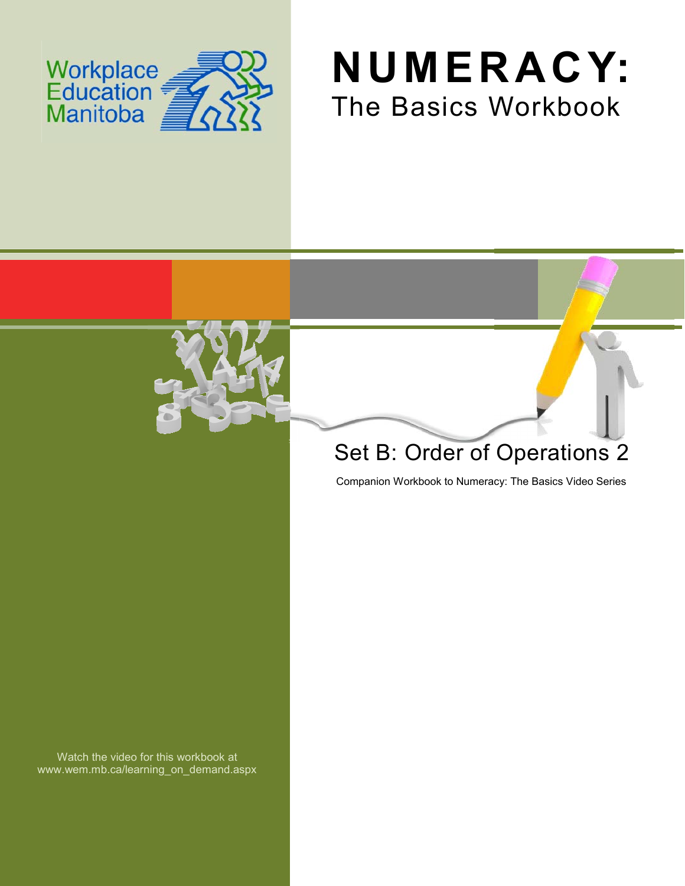Workplace Education Manitoba

# NUMERACY:

## The Basics Workbook

## Set B: Order of Operations 2

Companion Workbook to Numeracy: The Basics Video Series

Watch the video for this workbook at www.wem.mb.ca/learning_on_demand.aspx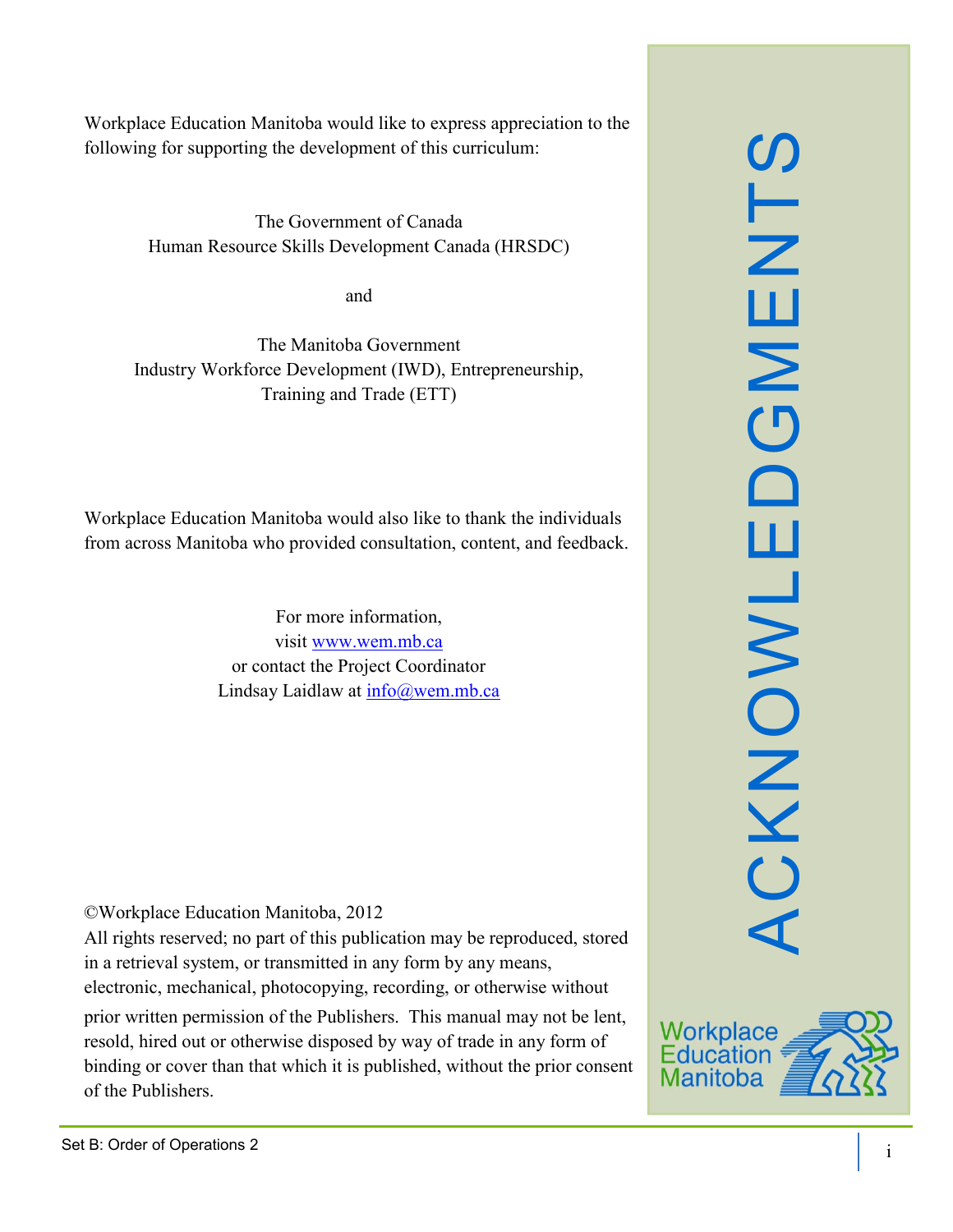# ACKNOWLEDGMENTS

Workplace Education Manitoba would like to express appreciation to the following for supporting the development of this curriculum:

The Government of Canada
Human Resource Skills Development Canada (HRSDC)

and

The Manitoba Government
Industry Workforce Development (IWD), Entrepreneurship, Training and Trade (ETT)

Workplace Education Manitoba would also like to thank the individuals from across Manitoba who provided consultation, content, and feedback.

For more information,
visit www.wem.mb.ca
or contact the Project Coordinator
Lindsay Laidlaw at info@wem.mb.ca

©Workplace Education Manitoba, 2012
All rights reserved; no part of this publication may be reproduced, stored in a retrieval system, or transmitted in any form by any means, electronic, mechanical, photocopying, recording, or otherwise without prior written permission of the Publishers. This manual may not be lent, resold, hired out or otherwise disposed by way of trade in any form of binding or cover than that which it is published, without the prior consent of the Publishers.

Workplace Education Manitoba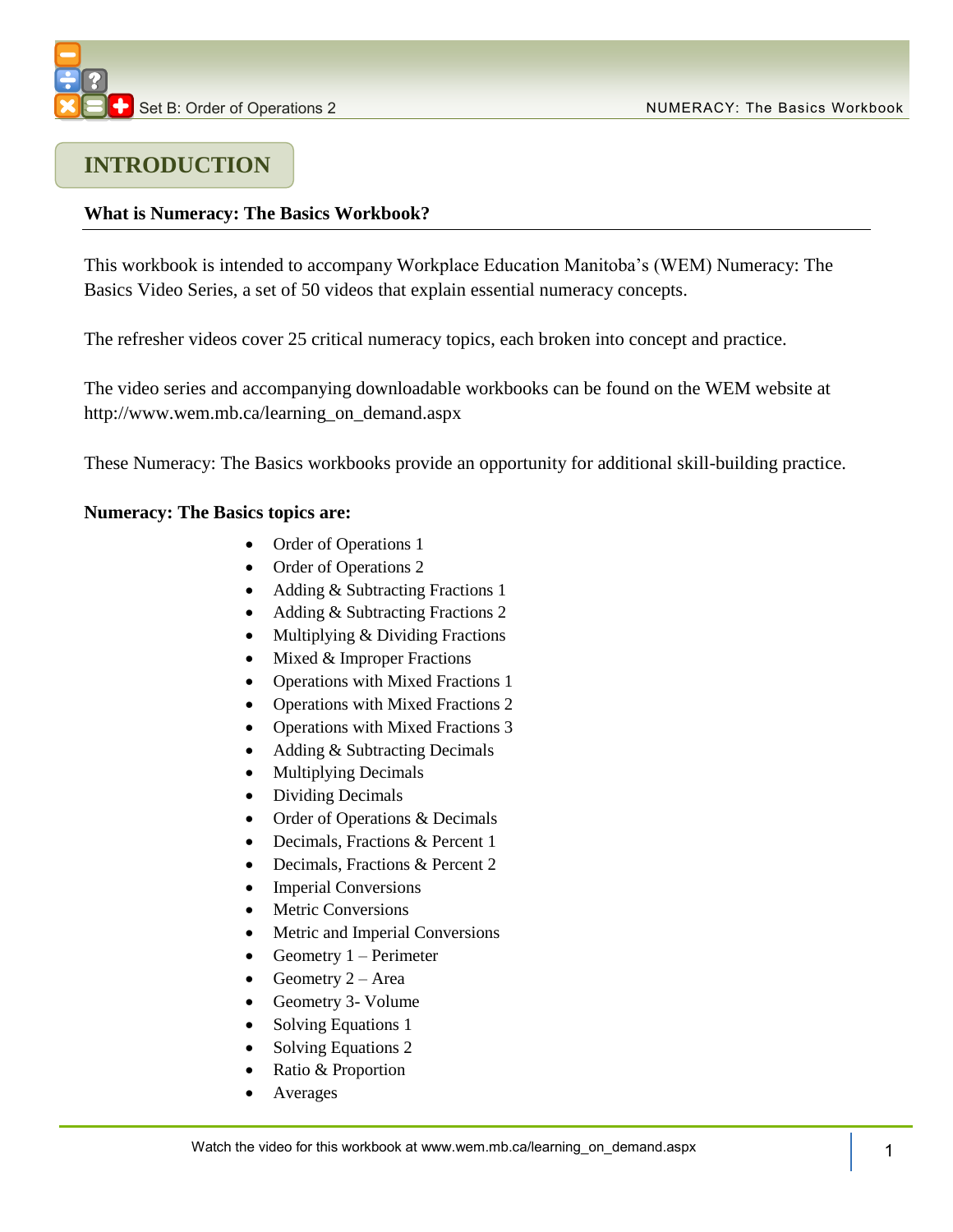# INTRODUCTION

**What is Numeracy: The Basics Workbook?**

This workbook is intended to accompany Workplace Education Manitoba's (WEM) Numeracy: The Basics Video Series, a set of 50 videos that explain essential numeracy concepts.

The refresher videos cover 25 critical numeracy topics, each broken into concept and practice.

The video series and accompanying downloadable workbooks can be found on the WEM website at http://www.wem.mb.ca/learning_on_demand.aspx

These Numeracy: The Basics workbooks provide an opportunity for additional skill-building practice.

**Numeracy: The Basics topics are:**

- Order of Operations 1
- Order of Operations 2
- Adding & Subtracting Fractions 1
- Adding & Subtracting Fractions 2
- Multiplying & Dividing Fractions
- Mixed & Improper Fractions
- Operations with Mixed Fractions 1
- Operations with Mixed Fractions 2
- Operations with Mixed Fractions 3
- Adding & Subtracting Decimals
- Multiplying Decimals
- Dividing Decimals
- Order of Operations & Decimals
- Decimals, Fractions & Percent 1
- Decimals, Fractions & Percent 2
- Imperial Conversions
- Metric Conversions
- Metric and Imperial Conversions
- Geometry 1 – Perimeter
- Geometry 2 – Area
- Geometry 3- Volume
- Solving Equations 1
- Solving Equations 2
- Ratio & Proportion
- Averages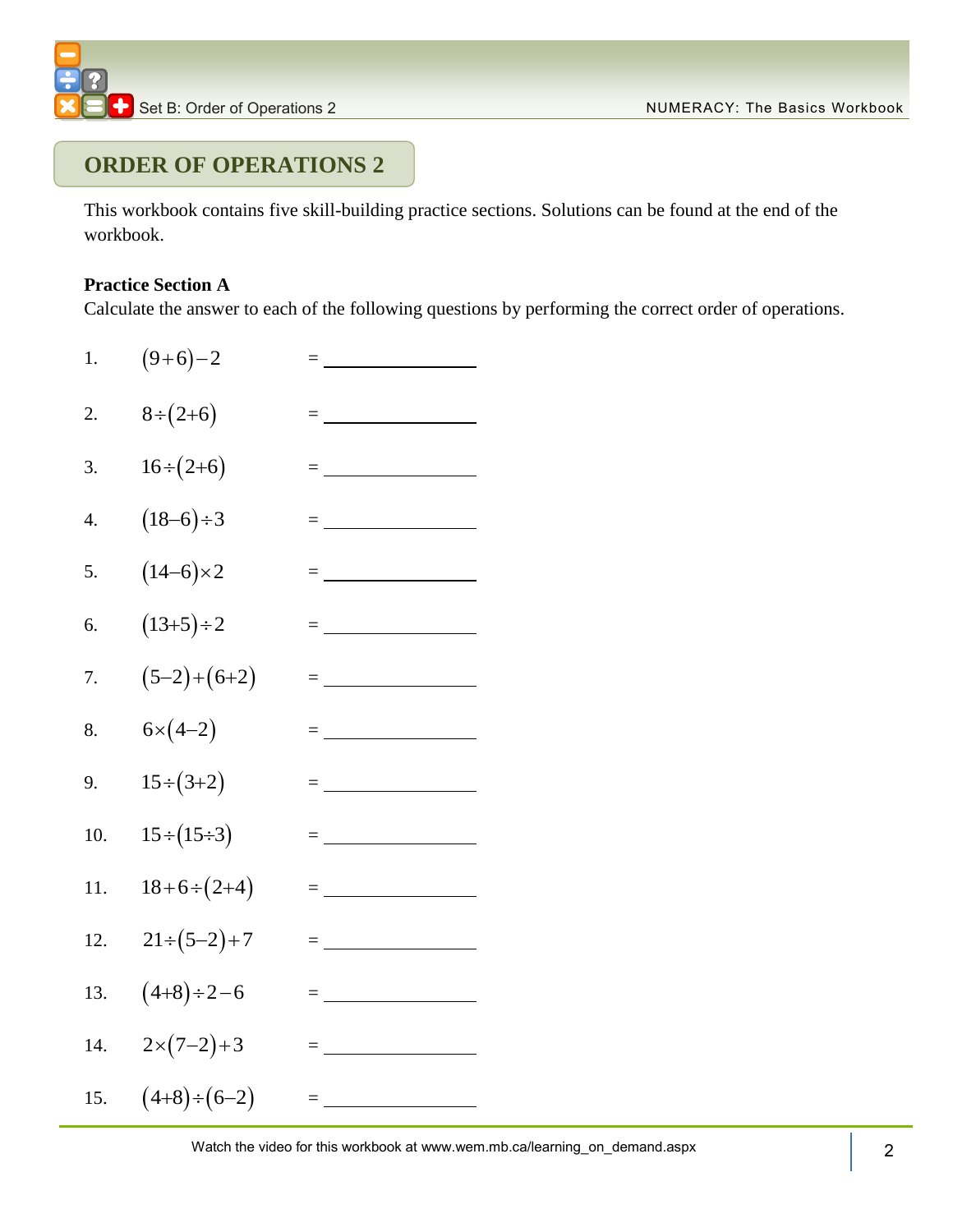## ORDER OF OPERATIONS 2

This workbook contains five skill-building practice sections. Solutions can be found at the end of the workbook.

**Practice Section A**

Calculate the answer to each of the following questions by performing the correct order of operations.

1. $(9+6)-2$ = ______________
2. $8\div(2+6)$ = ______________
3. $16\div(2+6)$ = ______________
4. $(18-6)\div3$ = ______________
5. $(14-6)\times2$ = ______________
6. $(13+5)\div2$ = ______________
7. $(5-2)+(6+2)$ = ______________
8. $6\times(4-2)$ = ______________
9. $15\div(3+2)$ = ______________
10. $15\div(15\div3)$ = ______________
11. $18+6\div(2+4)$ = ______________
12. $21\div(5-2)+7$ = ______________
13. $(4+8)\div2-6$ = ______________
14. $2\times(7-2)+3$ = ______________
15. $(4+8)\div(6-2)$ = ______________

Watch the video for this workbook at www.wem.mb.ca/learning_on_demand.aspx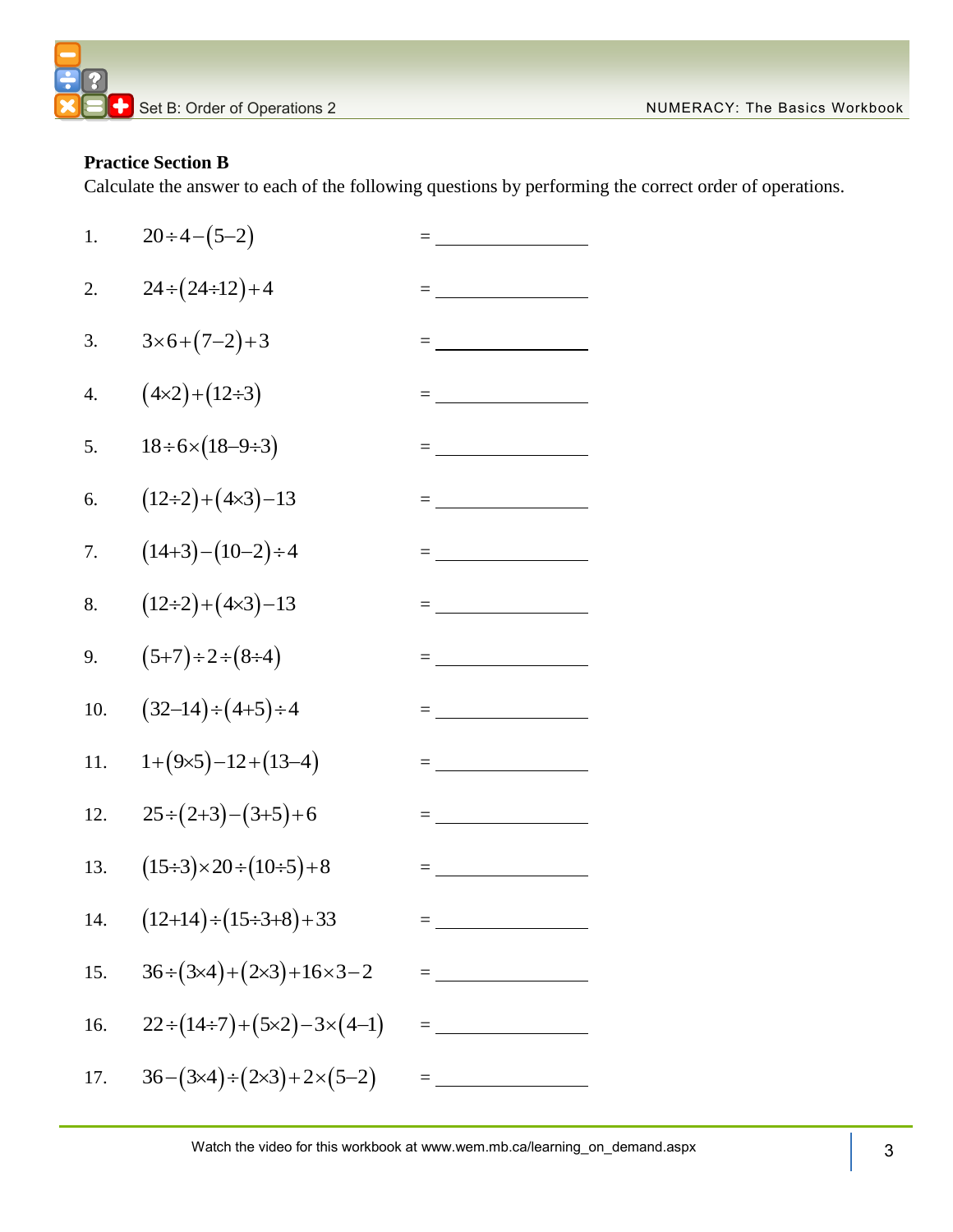**Practice Section B**

Calculate the answer to each of the following questions by performing the correct order of operations.

1. $20 \div 4 - (5 - 2)$ = \_\_\_\_\_\_\_\_\_\_\_\_\_\_

2. $24 \div (24 \div 12) + 4$ = \_\_\_\_\_\_\_\_\_\_\_\_\_\_

3. $3 \times 6 + (7 - 2) + 3$ = \_\_\_\_\_\_\_\_\_\_\_\_\_\_

4. $(4 \times 2) + (12 \div 3)$ = \_\_\_\_\_\_\_\_\_\_\_\_\_\_

5. $18 \div 6 \times (18 - 9 \div 3)$ = \_\_\_\_\_\_\_\_\_\_\_\_\_\_

6. $(12 \div 2) + (4 \times 3) - 13$ = \_\_\_\_\_\_\_\_\_\_\_\_\_\_

7. $(14 + 3) - (10 - 2) \div 4$ = \_\_\_\_\_\_\_\_\_\_\_\_\_\_

8. $(12 \div 2) + (4 \times 3) - 13$ = \_\_\_\_\_\_\_\_\_\_\_\_\_\_

9. $(5 + 7) \div 2 \div (8 \div 4)$ = \_\_\_\_\_\_\_\_\_\_\_\_\_\_

10. $(32 - 14) \div (4 + 5) \div 4$ = \_\_\_\_\_\_\_\_\_\_\_\_\_\_

11. $1 + (9 \times 5) - 12 + (13 - 4)$ = \_\_\_\_\_\_\_\_\_\_\_\_\_\_

12. $25 \div (2 + 3) - (3 + 5) + 6$ = \_\_\_\_\_\_\_\_\_\_\_\_\_\_

13. $(15 \div 3) \times 20 \div (10 \div 5) + 8$ = \_\_\_\_\_\_\_\_\_\_\_\_\_\_

14. $(12 + 14) \div (15 \div 3 + 8) + 33$ = \_\_\_\_\_\_\_\_\_\_\_\_\_\_

15. $36 \div (3 \times 4) + (2 \times 3) + 16 \times 3 - 2$ = \_\_\_\_\_\_\_\_\_\_\_\_\_\_

16. $22 \div (14 \div 7) + (5 \times 2) - 3 \times (4 - 1)$ = \_\_\_\_\_\_\_\_\_\_\_\_\_\_

17. $36 - (3 \times 4) \div (2 \times 3) + 2 \times (5 - 2)$ = \_\_\_\_\_\_\_\_\_\_\_\_\_\_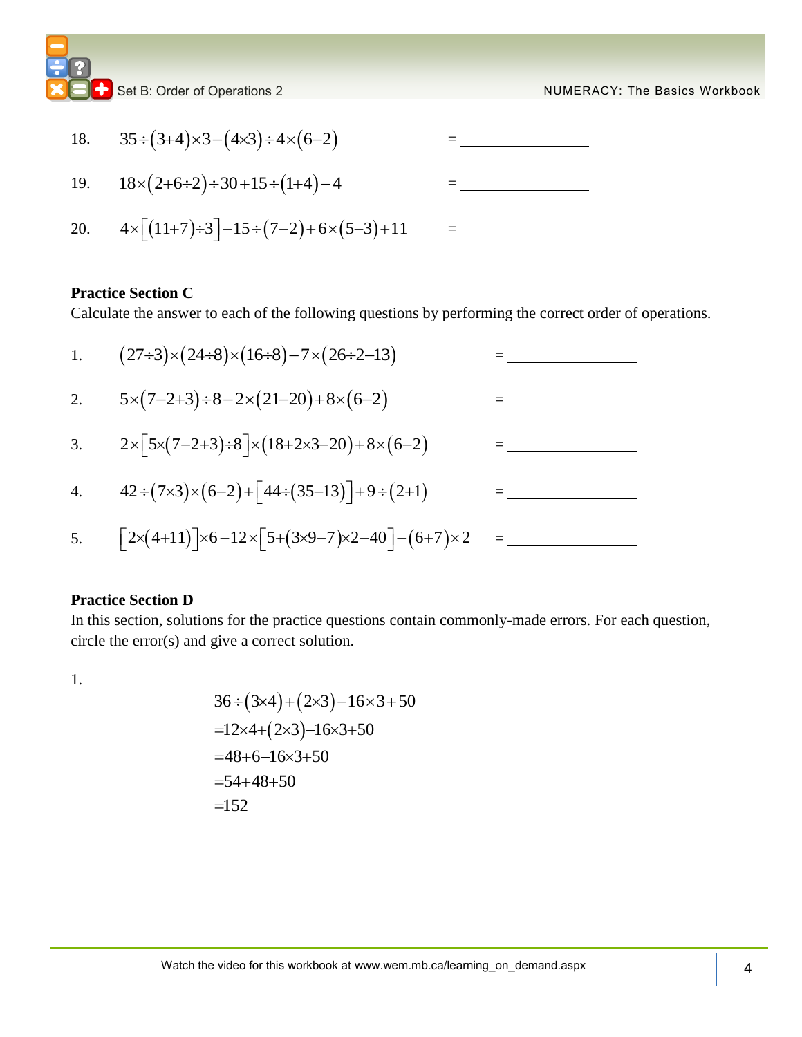18. $35 \div (3+4) \times 3 - (4 \times 3) \div 4 \times (6-2)$ = ____________

19. $18 \times (2+6 \div 2) \div 30 + 15 \div (1+4) - 4$ = ____________

20. $4 \times [(11+7) \div 3] - 15 \div (7-2) + 6 \times (5-3) + 11$ = ____________

**Practice Section C**

Calculate the answer to each of the following questions by performing the correct order of operations.

1. $(27 \div 3) \times (24 \div 8) \times (16 \div 8) - 7 \times (26 \div 2 - 13)$ = ____________

2. $5 \times (7-2+3) \div 8 - 2 \times (21-20) + 8 \times (6-2)$ = ____________

3. $2 \times [5 \times (7-2+3) \div 8] \times (18+2 \times 3-20) + 8 \times (6-2)$ = ____________

4. $42 \div (7 \times 3) \times (6-2) + [44 \div (35-13)] + 9 \div (2+1)$ = ____________

5. $[2 \times (4+11)] \times 6 - 12 \times [5+(3 \times 9-7) \times 2-40] - (6+7) \times 2$ = ____________

**Practice Section D**

In this section, solutions for the practice questions contain commonly-made errors. For each question, circle the error(s) and give a correct solution.

1.

$$
\begin{aligned}
&36 \div (3 \times 4) + (2 \times 3) - 16 \times 3 + 50 \\
&= 12 \times 4 + (2 \times 3) - 16 \times 3 + 50 \\
&= 48 + 6 - 16 \times 3 + 50 \\
&= 54 + 48 + 50 \\
&= 152
\end{aligned}
$$

Watch the video for this workbook at www.wem.mb.ca/learning_on_demand.aspx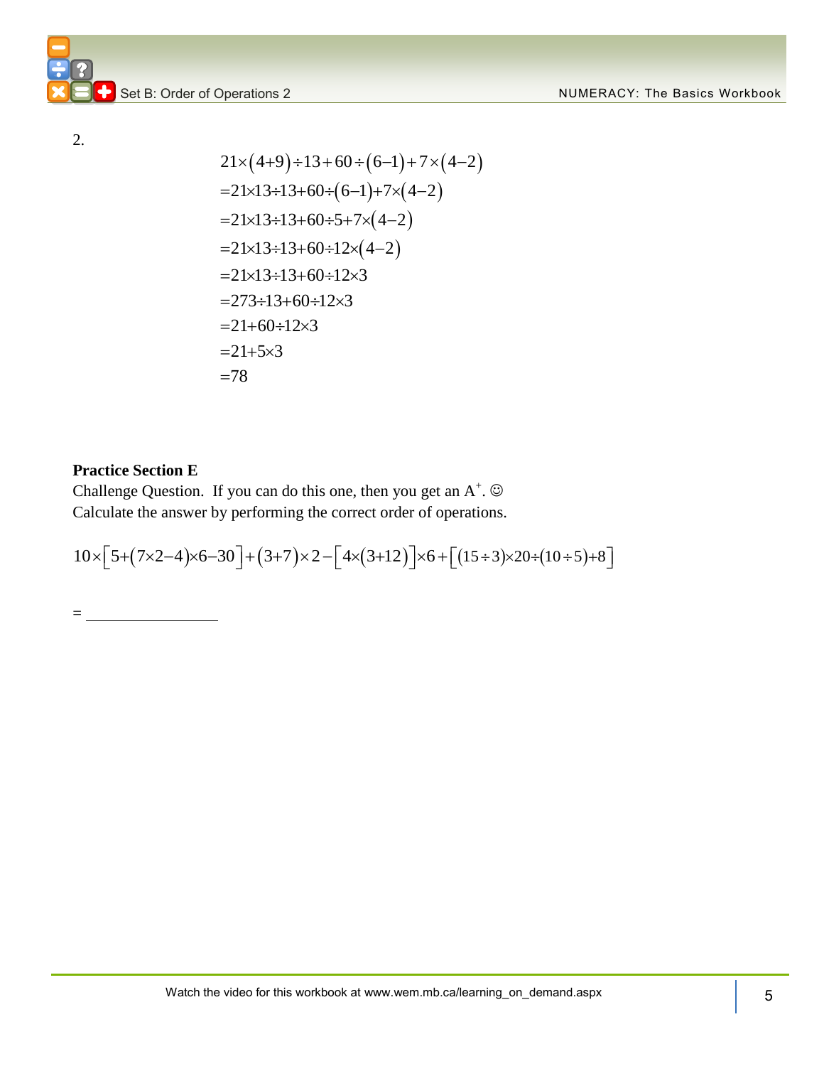2.

$$
\begin{aligned}
&21\times(4+9)\div 13+60\div(6-1)+7\times(4-2)\\
&=21\times 13\div 13+60\div(6-1)+7\times(4-2)\\
&=21\times 13\div 13+60\div 5+7\times(4-2)\\
&=21\times 13\div 13+60\div 12\times(4-2)\\
&=21\times 13\div 13+60\div 12\times 3\\
&=273\div 13+60\div 12\times 3\\
&=21+60\div 12\times 3\\
&=21+5\times 3\\
&=78
\end{aligned}
$$

**Practice Section E**

Challenge Question. If you can do this one, then you get an $A^{+}$. ☺
Calculate the answer by performing the correct order of operations.

$$10\times\left[5+(7\times 2-4)\times 6-30\right]+(3+7)\times 2-\left[4\times(3+12)\right]\times 6+\left[(15\div 3)\times 20\div(10\div 5)+8\right]$$

= \_\_\_\_\_\_\_\_\_\_\_\_\_\_\_\_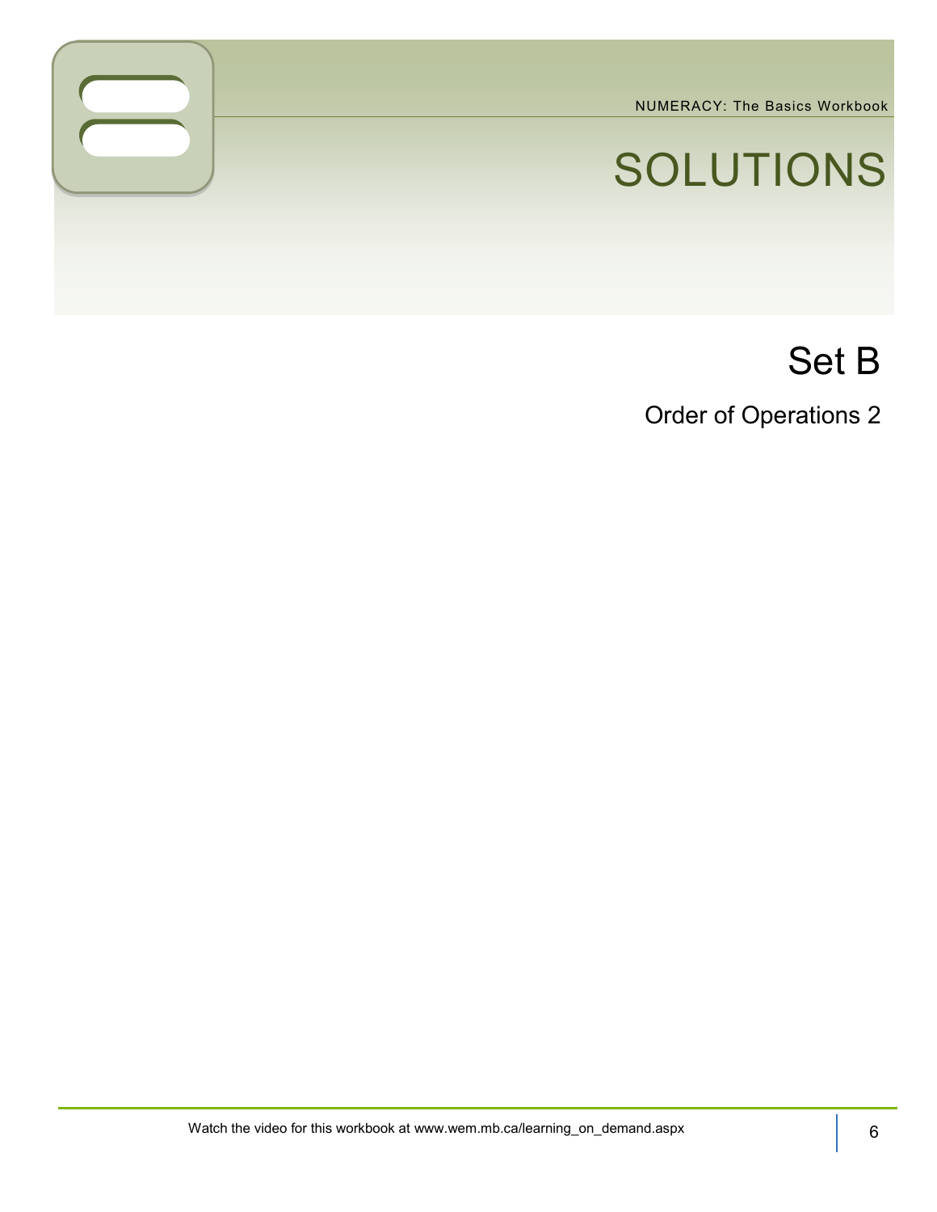# SOLUTIONS

## Set B

### Order of Operations 2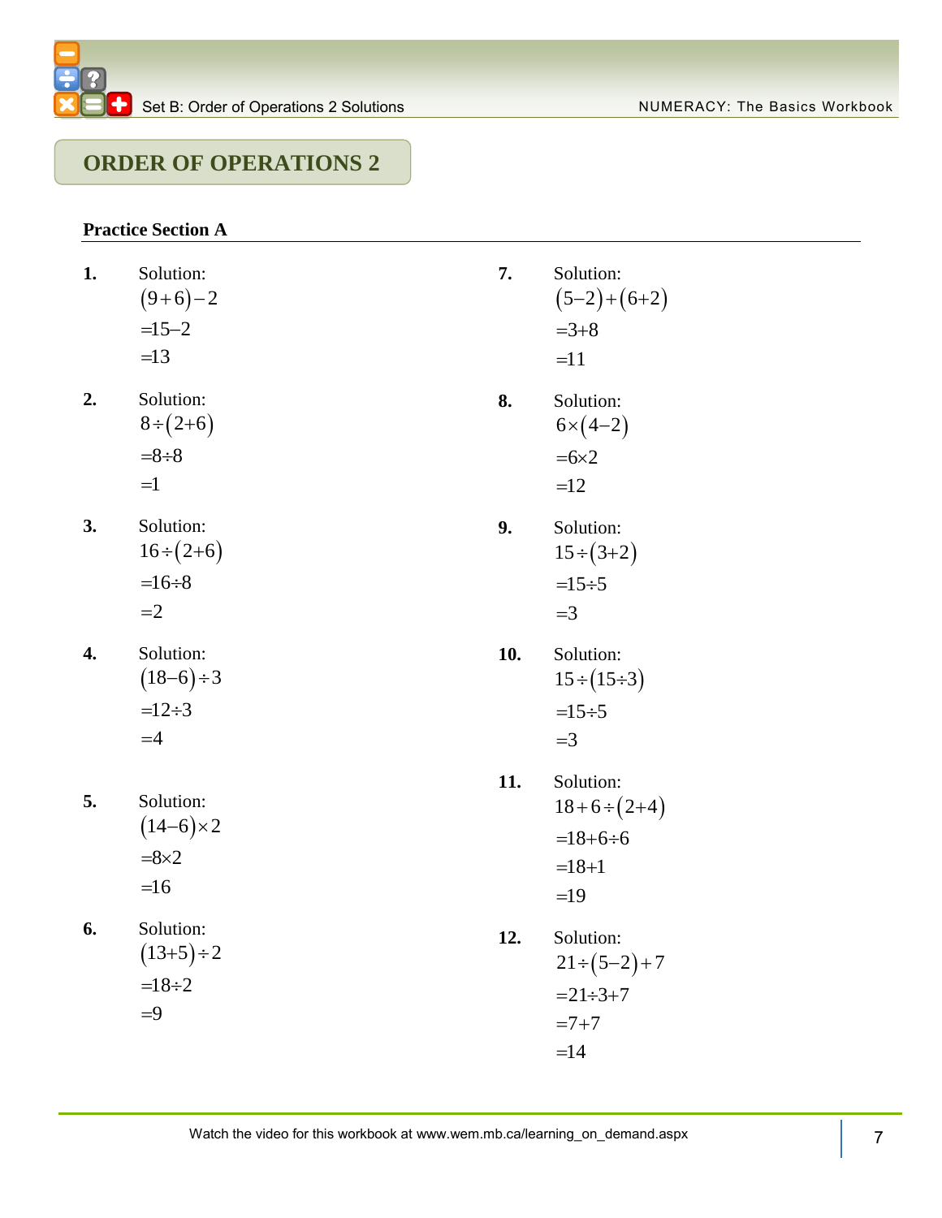## ORDER OF OPERATIONS 2

### Practice Section A

**1.** Solution:

$(9+6)-2$

$=15-2$

$=13$

**2.** Solution:

$8\div(2+6)$

$=8\div8$

$=1$

**3.** Solution:

$16\div(2+6)$

$=16\div8$

$=2$

**4.** Solution:

$(18-6)\div3$

$=12\div3$

$=4$

**5.** Solution:

$(14-6)\times2$

$=8\times2$

$=16$

**6.** Solution:

$(13+5)\div2$

$=18\div2$

$=9$

**7.** Solution:

$(5-2)+(6+2)$

$=3+8$

$=11$

**8.** Solution:

$6\times(4-2)$

$=6\times2$

$=12$

**9.** Solution:

$15\div(3+2)$

$=15\div5$

$=3$

**10.** Solution:

$15\div(15\div3)$

$=15\div5$

$=3$

**11.** Solution:

$18+6\div(2+4)$

$=18+6\div6$

$=18+1$

$=19$

**12.** Solution:

$21\div(5-2)+7$

$=21\div3+7$

$=7+7$

$=14$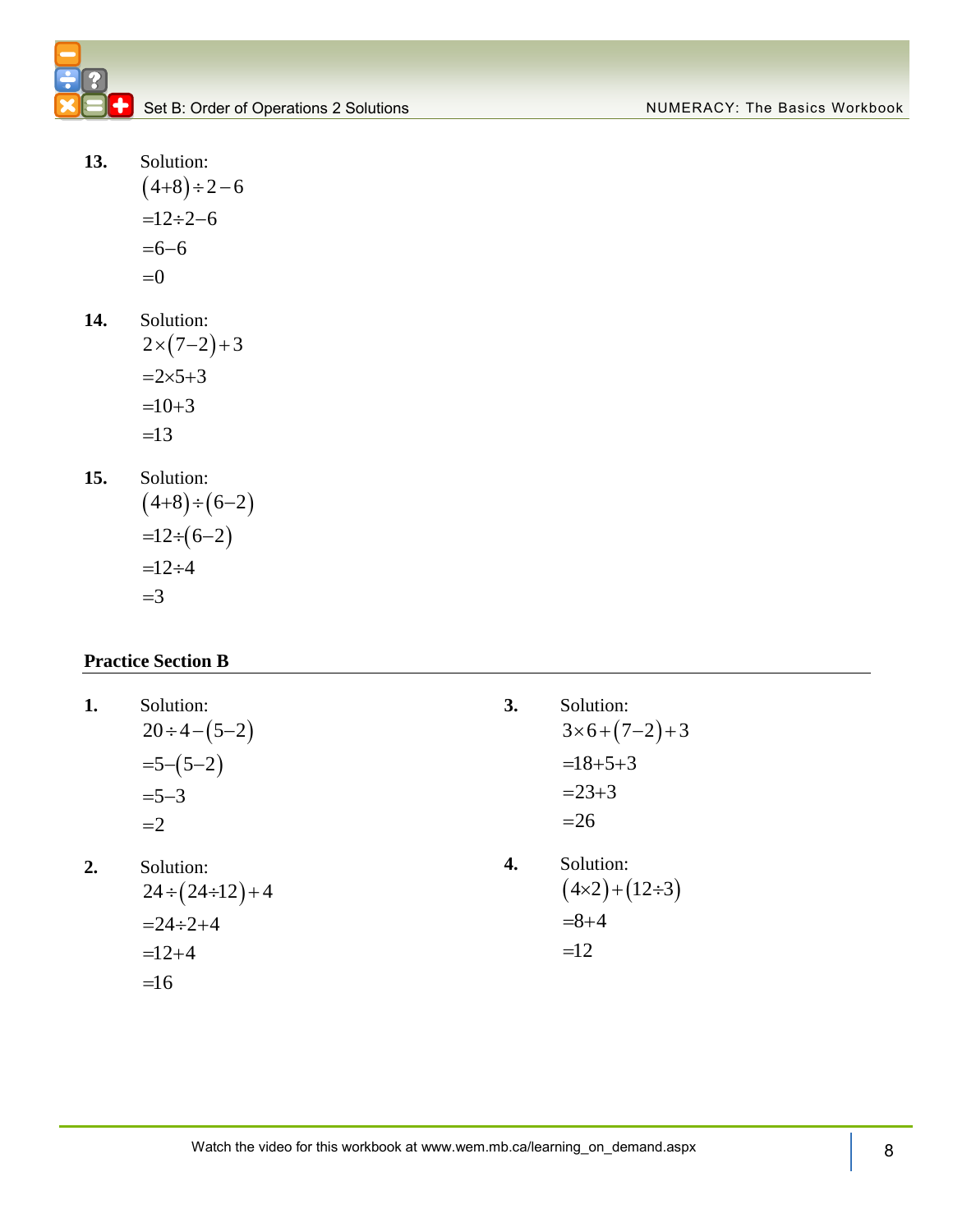**13.** Solution:

$$(4+8)\div 2-6$$
$$=12\div 2-6$$
$$=6-6$$
$$=0$$

**14.** Solution:

$$2\times(7-2)+3$$
$$=2\times 5+3$$
$$=10+3$$
$$=13$$

**15.** Solution:

$$(4+8)\div(6-2)$$
$$=12\div(6-2)$$
$$=12\div 4$$
$$=3$$

## Practice Section B

**1.** Solution:

$$20\div 4-(5-2)$$
$$=5-(5-2)$$
$$=5-3$$
$$=2$$

**2.** Solution:

$$24\div(24\div 12)+4$$
$$=24\div 2+4$$
$$=12+4$$
$$=16$$

**3.** Solution:

$$3\times 6+(7-2)+3$$
$$=18+5+3$$
$$=23+3$$
$$=26$$

**4.** Solution:

$$(4\times 2)+(12\div 3)$$
$$=8+4$$
$$=12$$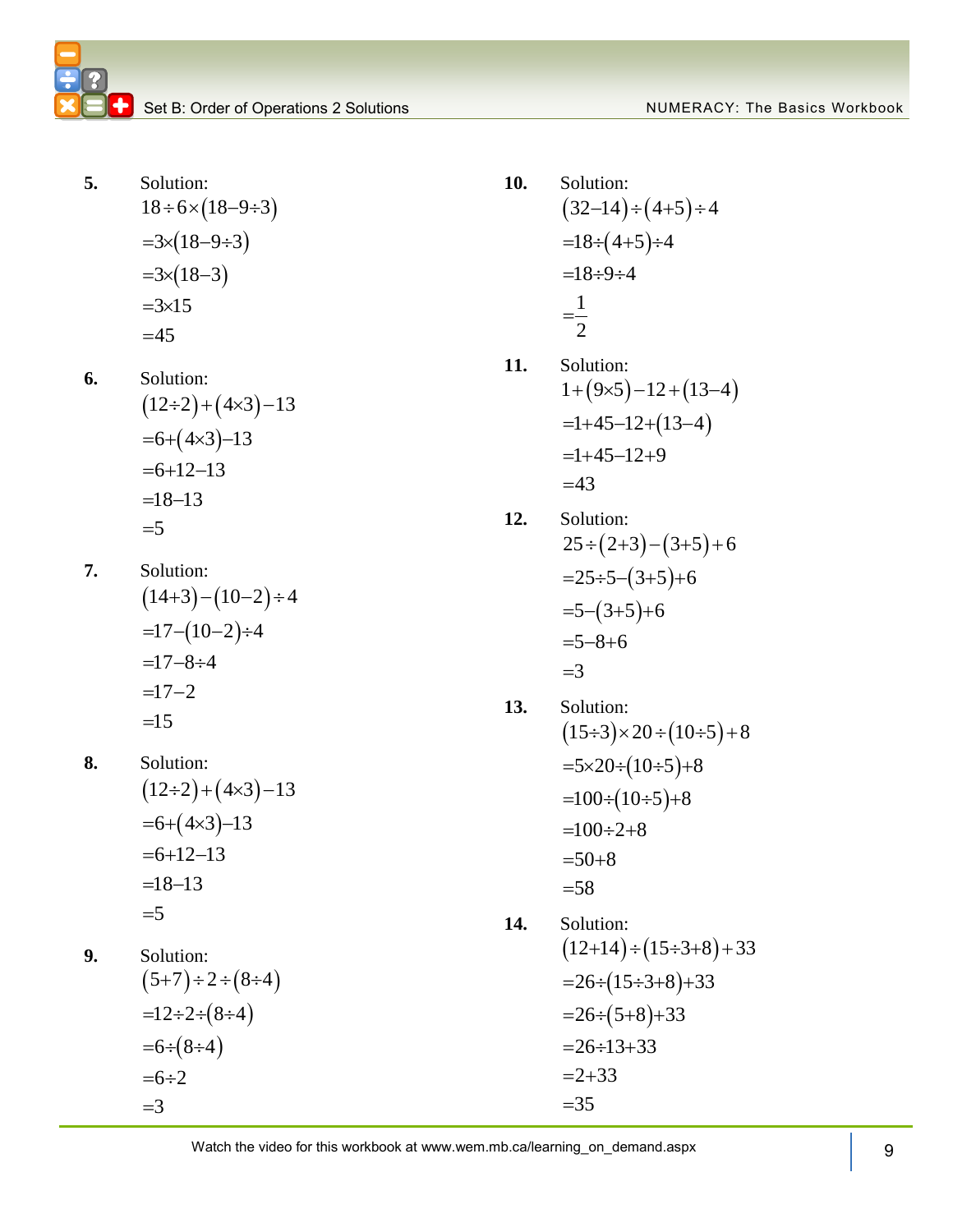**5.** Solution:

$$18 \div 6 \times (18 - 9 \div 3)$$
$$= 3 \times (18 - 9 \div 3)$$
$$= 3 \times (18 - 3)$$
$$= 3 \times 15$$
$$= 45$$

**6.** Solution:

$$(12 \div 2) + (4 \times 3) - 13$$
$$= 6 + (4 \times 3) - 13$$
$$= 6 + 12 - 13$$
$$= 18 - 13$$
$$= 5$$

**7.** Solution:

$$(14 + 3) - (10 - 2) \div 4$$
$$= 17 - (10 - 2) \div 4$$
$$= 17 - 8 \div 4$$
$$= 17 - 2$$
$$= 15$$

**8.** Solution:

$$(12 \div 2) + (4 \times 3) - 13$$
$$= 6 + (4 \times 3) - 13$$
$$= 6 + 12 - 13$$
$$= 18 - 13$$
$$= 5$$

**9.** Solution:

$$(5 + 7) \div 2 \div (8 \div 4)$$
$$= 12 \div 2 \div (8 \div 4)$$
$$= 6 \div (8 \div 4)$$
$$= 6 \div 2$$
$$= 3$$

**10.** Solution:

$$(32 - 14) \div (4 + 5) \div 4$$
$$= 18 \div (4 + 5) \div 4$$
$$= 18 \div 9 \div 4$$
$$= \frac{1}{2}$$

**11.** Solution:

$$1 + (9 \times 5) - 12 + (13 - 4)$$
$$= 1 + 45 - 12 + (13 - 4)$$
$$= 1 + 45 - 12 + 9$$
$$= 43$$

**12.** Solution:

$$25 \div (2 + 3) - (3 + 5) + 6$$
$$= 25 \div 5 - (3 + 5) + 6$$
$$= 5 - (3 + 5) + 6$$
$$= 5 - 8 + 6$$
$$= 3$$

**13.** Solution:

$$(15 \div 3) \times 20 \div (10 \div 5) + 8$$
$$= 5 \times 20 \div (10 \div 5) + 8$$
$$= 100 \div (10 \div 5) + 8$$
$$= 100 \div 2 + 8$$
$$= 50 + 8$$
$$= 58$$

**14.** Solution:

$$(12 + 14) \div (15 \div 3 + 8) + 33$$
$$= 26 \div (15 \div 3 + 8) + 33$$
$$= 26 \div (5 + 8) + 33$$
$$= 26 \div 13 + 33$$
$$= 2 + 33$$
$$= 35$$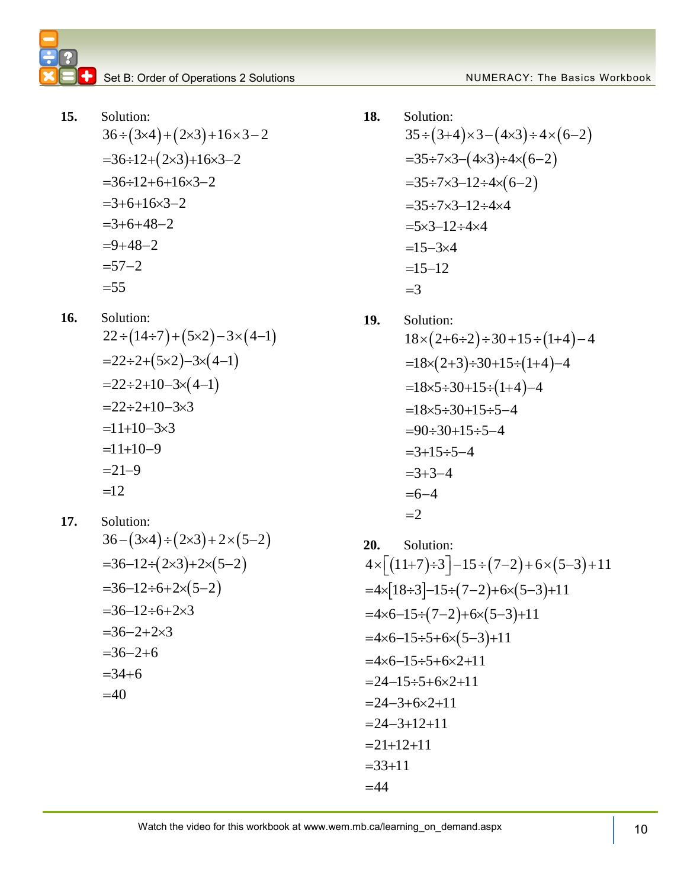**15.** Solution:

$$36 \div (3 \times 4) + (2 \times 3) + 16 \times 3 - 2$$
$$= 36 \div 12 + (2 \times 3) + 16 \times 3 - 2$$
$$= 36 \div 12 + 6 + 16 \times 3 - 2$$
$$= 3 + 6 + 16 \times 3 - 2$$
$$= 3 + 6 + 48 - 2$$
$$= 9 + 48 - 2$$
$$= 57 - 2$$
$$= 55$$

**16.** Solution:

$$22 \div (14 \div 7) + (5 \times 2) - 3 \times (4 - 1)$$
$$= 22 \div 2 + (5 \times 2) - 3 \times (4 - 1)$$
$$= 22 \div 2 + 10 - 3 \times (4 - 1)$$
$$= 22 \div 2 + 10 - 3 \times 3$$
$$= 11 + 10 - 3 \times 3$$
$$= 11 + 10 - 9$$
$$= 21 - 9$$
$$= 12$$

**17.** Solution:

$$36 - (3 \times 4) \div (2 \times 3) + 2 \times (5 - 2)$$
$$= 36 - 12 \div (2 \times 3) + 2 \times (5 - 2)$$
$$= 36 - 12 \div 6 + 2 \times (5 - 2)$$
$$= 36 - 12 \div 6 + 2 \times 3$$
$$= 36 - 2 + 2 \times 3$$
$$= 36 - 2 + 6$$
$$= 34 + 6$$
$$= 40$$

**18.** Solution:

$$35 \div (3 + 4) \times 3 - (4 \times 3) \div 4 \times (6 - 2)$$
$$= 35 \div 7 \times 3 - (4 \times 3) \div 4 \times (6 - 2)$$
$$= 35 \div 7 \times 3 - 12 \div 4 \times (6 - 2)$$
$$= 35 \div 7 \times 3 - 12 \div 4 \times 4$$
$$= 5 \times 3 - 12 \div 4 \times 4$$
$$= 15 - 3 \times 4$$
$$= 15 - 12$$
$$= 3$$

**19.** Solution:

$$18 \times (2 + 6 \div 2) \div 30 + 15 \div (1 + 4) - 4$$
$$= 18 \times (2 + 3) \div 30 + 15 \div (1 + 4) - 4$$
$$= 18 \times 5 \div 30 + 15 \div (1 + 4) - 4$$
$$= 18 \times 5 \div 30 + 15 \div 5 - 4$$
$$= 90 \div 30 + 15 \div 5 - 4$$
$$= 3 + 15 \div 5 - 4$$
$$= 3 + 3 - 4$$
$$= 6 - 4$$
$$= 2$$

**20.** Solution:

$$4 \times [(11 + 7) \div 3] - 15 \div (7 - 2) + 6 \times (5 - 3) + 11$$
$$= 4 \times [18 \div 3] - 15 \div (7 - 2) + 6 \times (5 - 3) + 11$$
$$= 4 \times 6 - 15 \div (7 - 2) + 6 \times (5 - 3) + 11$$
$$= 4 \times 6 - 15 \div 5 + 6 \times (5 - 3) + 11$$
$$= 4 \times 6 - 15 \div 5 + 6 \times 2 + 11$$
$$= 24 - 15 \div 5 + 6 \times 2 + 11$$
$$= 24 - 3 + 6 \times 2 + 11$$
$$= 24 - 3 + 12 + 11$$
$$= 21 + 12 + 11$$
$$= 33 + 11$$
$$= 44$$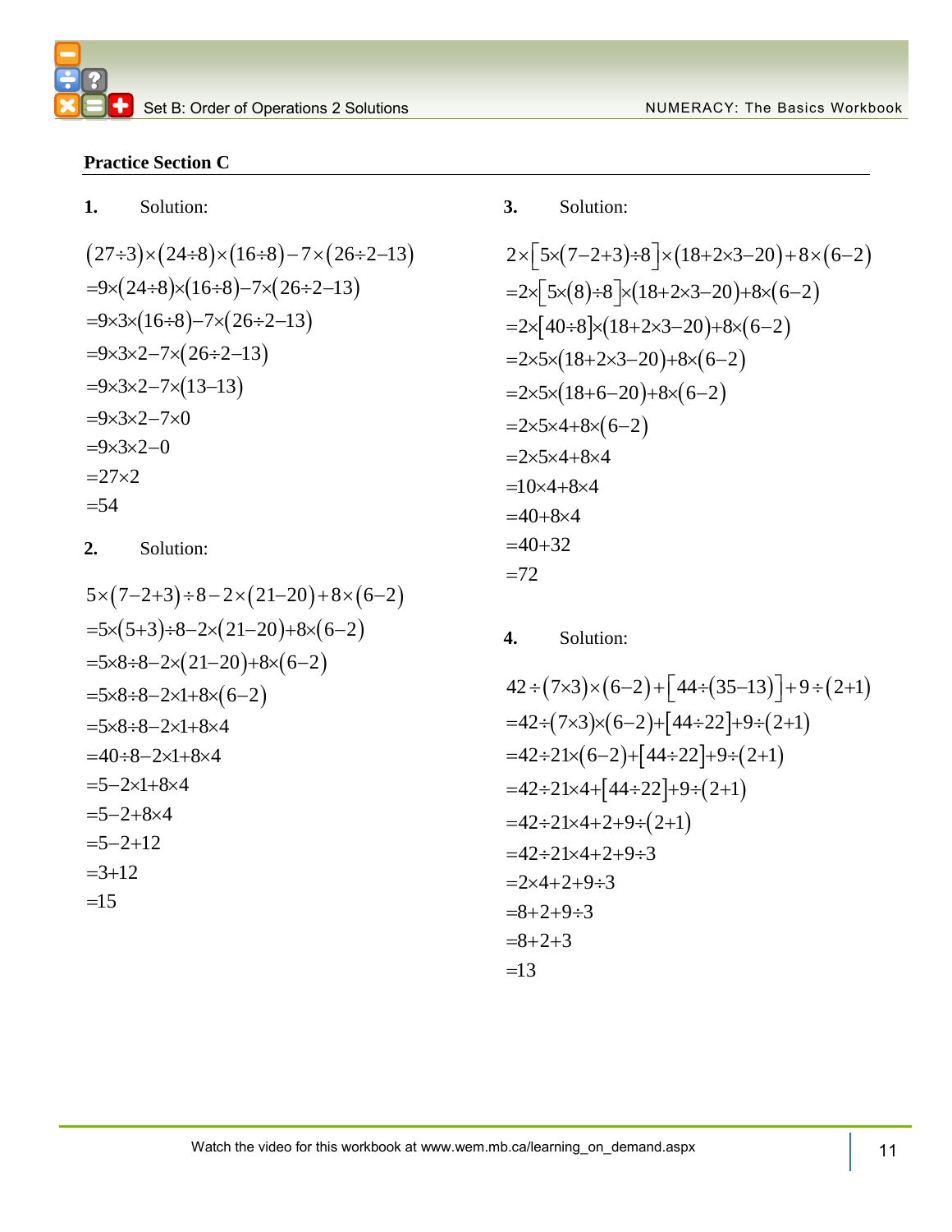## Practice Section C

**1.** Solution:

$$(27\div3)\times(24\div8)\times(16\div8)-7\times(26\div2-13)$$
$$=9\times(24\div8)\times(16\div8)-7\times(26\div2-13)$$
$$=9\times3\times(16\div8)-7\times(26\div2-13)$$
$$=9\times3\times2-7\times(26\div2-13)$$
$$=9\times3\times2-7\times(13-13)$$
$$=9\times3\times2-7\times0$$
$$=9\times3\times2-0$$
$$=27\times2$$
$$=54$$

**2.** Solution:

$$5\times(7-2+3)\div8-2\times(21-20)+8\times(6-2)$$
$$=5\times(5+3)\div8-2\times(21-20)+8\times(6-2)$$
$$=5\times8\div8-2\times(21-20)+8\times(6-2)$$
$$=5\times8\div8-2\times1+8\times(6-2)$$
$$=5\times8\div8-2\times1+8\times4$$
$$=40\div8-2\times1+8\times4$$
$$=5-2\times1+8\times4$$
$$=5-2+8\times4$$
$$=5-2+12$$
$$=3+12$$
$$=15$$

**3.** Solution:

$$2\times\left[5\times(7-2+3)\div8\right]\times(18+2\times3-20)+8\times(6-2)$$
$$=2\times\left[5\times(8)\div8\right]\times(18+2\times3-20)+8\times(6-2)$$
$$=2\times\left[40\div8\right]\times(18+2\times3-20)+8\times(6-2)$$
$$=2\times5\times(18+2\times3-20)+8\times(6-2)$$
$$=2\times5\times(18+6-20)+8\times(6-2)$$
$$=2\times5\times4+8\times(6-2)$$
$$=2\times5\times4+8\times4$$
$$=10\times4+8\times4$$
$$=40+8\times4$$
$$=40+32$$
$$=72$$

**4.** Solution:

$$42\div(7\times3)\times(6-2)+\left[44\div(35-13)\right]+9\div(2+1)$$
$$=42\div(7\times3)\times(6-2)+\left[44\div22\right]+9\div(2+1)$$
$$=42\div21\times(6-2)+\left[44\div22\right]+9\div(2+1)$$
$$=42\div21\times4+\left[44\div22\right]+9\div(2+1)$$
$$=42\div21\times4+2+9\div(2+1)$$
$$=42\div21\times4+2+9\div3$$
$$=2\times4+2+9\div3$$
$$=8+2+9\div3$$
$$=8+2+3$$
$$=13$$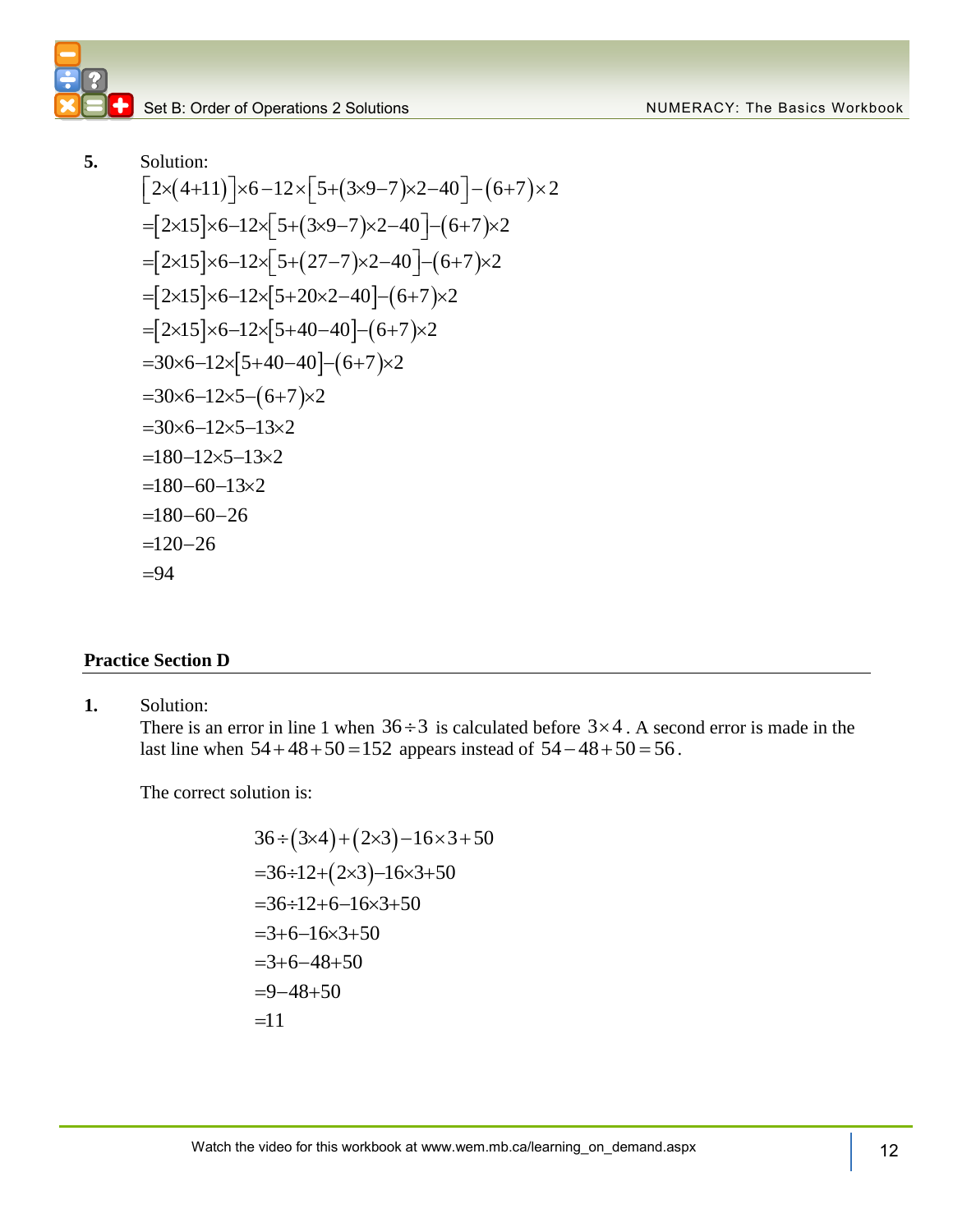**5.** Solution:

$$\left[2\times(4+11)\right]\times6-12\times\left[5+(3\times9-7)\times2-40\right]-(6+7)\times2$$
$$=\left[2\times15\right]\times6-12\times\left[5+(3\times9-7)\times2-40\right]-(6+7)\times2$$
$$=\left[2\times15\right]\times6-12\times\left[5+(27-7)\times2-40\right]-(6+7)\times2$$
$$=\left[2\times15\right]\times6-12\times\left[5+20\times2-40\right]-(6+7)\times2$$
$$=\left[2\times15\right]\times6-12\times\left[5+40-40\right]-(6+7)\times2$$
$$=30\times6-12\times\left[5+40-40\right]-(6+7)\times2$$
$$=30\times6-12\times5-(6+7)\times2$$
$$=30\times6-12\times5-13\times2$$
$$=180-12\times5-13\times2$$
$$=180-60-13\times2$$
$$=180-60-26$$
$$=120-26$$
$$=94$$

## Practice Section D

**1.** Solution:
There is an error in line 1 when $36\div3$ is calculated before $3\times4$. A second error is made in the last line when $54+48+50=152$ appears instead of $54-48+50=56$.

The correct solution is:

$$36\div(3\times4)+(2\times3)-16\times3+50$$
$$=36\div12+(2\times3)-16\times3+50$$
$$=36\div12+6-16\times3+50$$
$$=3+6-16\times3+50$$
$$=3+6-48+50$$
$$=9-48+50$$
$$=11$$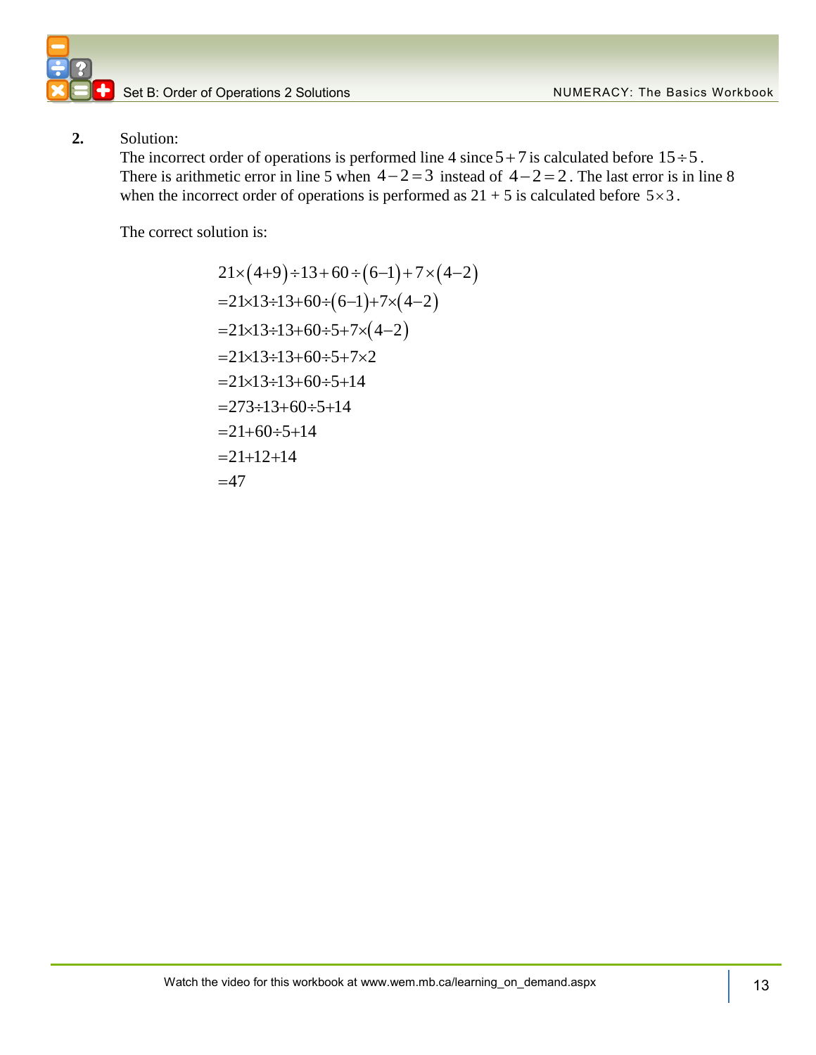**2.** Solution:

The incorrect order of operations is performed line 4 since $5+7$ is calculated before $15 \div 5$. There is arithmetic error in line 5 when $4-2=3$ instead of $4-2=2$. The last error is in line 8 when the incorrect order of operations is performed as 21 + 5 is calculated before $5 \times 3$.

The correct solution is:

$$
\begin{aligned}
&21 \times (4+9) \div 13 + 60 \div (6-1) + 7 \times (4-2) \\
&= 21 \times 13 \div 13 + 60 \div (6-1) + 7 \times (4-2) \\
&= 21 \times 13 \div 13 + 60 \div 5 + 7 \times (4-2) \\
&= 21 \times 13 \div 13 + 60 \div 5 + 7 \times 2 \\
&= 21 \times 13 \div 13 + 60 \div 5 + 14 \\
&= 273 \div 13 + 60 \div 5 + 14 \\
&= 21 + 60 \div 5 + 14 \\
&= 21 + 12 + 14 \\
&= 47
\end{aligned}
$$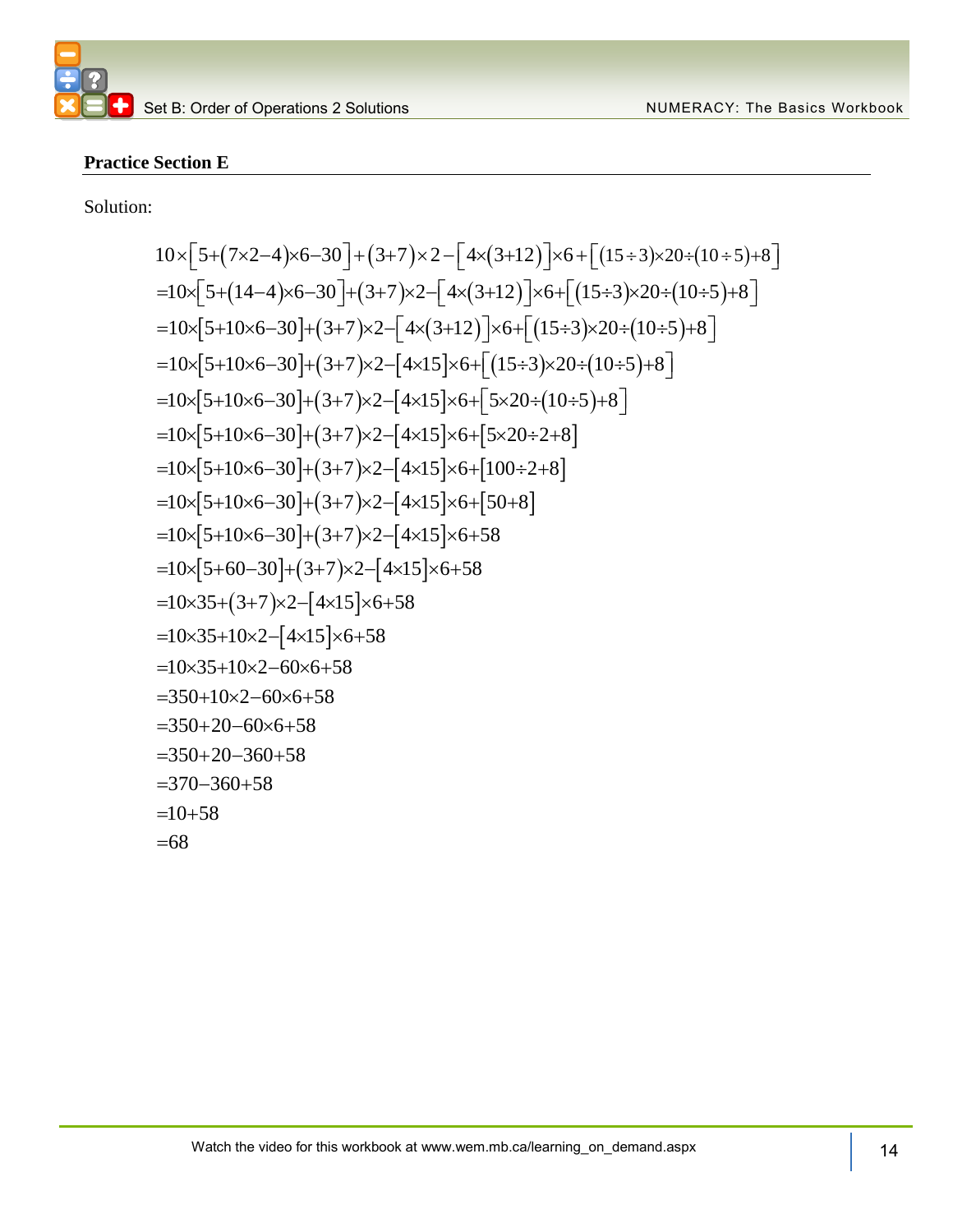## Practice Section E

Solution:

$$
\begin{aligned}
&10\times\left[5+(7\times2-4)\times6-30\right]+(3+7)\times2-\left[4\times(3+12)\right]\times6+\left[(15\div3)\times20\div(10\div5)+8\right]\\
&=10\times\left[5+(14-4)\times6-30\right]+(3+7)\times2-\left[4\times(3+12)\right]\times6+\left[(15\div3)\times20\div(10\div5)+8\right]\\
&=10\times\left[5+10\times6-30\right]+(3+7)\times2-\left[4\times(3+12)\right]\times6+\left[(15\div3)\times20\div(10\div5)+8\right]\\
&=10\times\left[5+10\times6-30\right]+(3+7)\times2-\left[4\times15\right]\times6+\left[(15\div3)\times20\div(10\div5)+8\right]\\
&=10\times\left[5+10\times6-30\right]+(3+7)\times2-\left[4\times15\right]\times6+\left[5\times20\div(10\div5)+8\right]\\
&=10\times\left[5+10\times6-30\right]+(3+7)\times2-\left[4\times15\right]\times6+\left[5\times20\div2+8\right]\\
&=10\times\left[5+10\times6-30\right]+(3+7)\times2-\left[4\times15\right]\times6+\left[100\div2+8\right]\\
&=10\times\left[5+10\times6-30\right]+(3+7)\times2-\left[4\times15\right]\times6+\left[50+8\right]\\
&=10\times\left[5+10\times6-30\right]+(3+7)\times2-\left[4\times15\right]\times6+58\\
&=10\times\left[5+60-30\right]+(3+7)\times2-\left[4\times15\right]\times6+58\\
&=10\times35+(3+7)\times2-\left[4\times15\right]\times6+58\\
&=10\times35+10\times2-\left[4\times15\right]\times6+58\\
&=10\times35+10\times2-60\times6+58\\
&=350+10\times2-60\times6+58\\
&=350+20-60\times6+58\\
&=350+20-360+58\\
&=370-360+58\\
&=10+58\\
&=68
\end{aligned}
$$